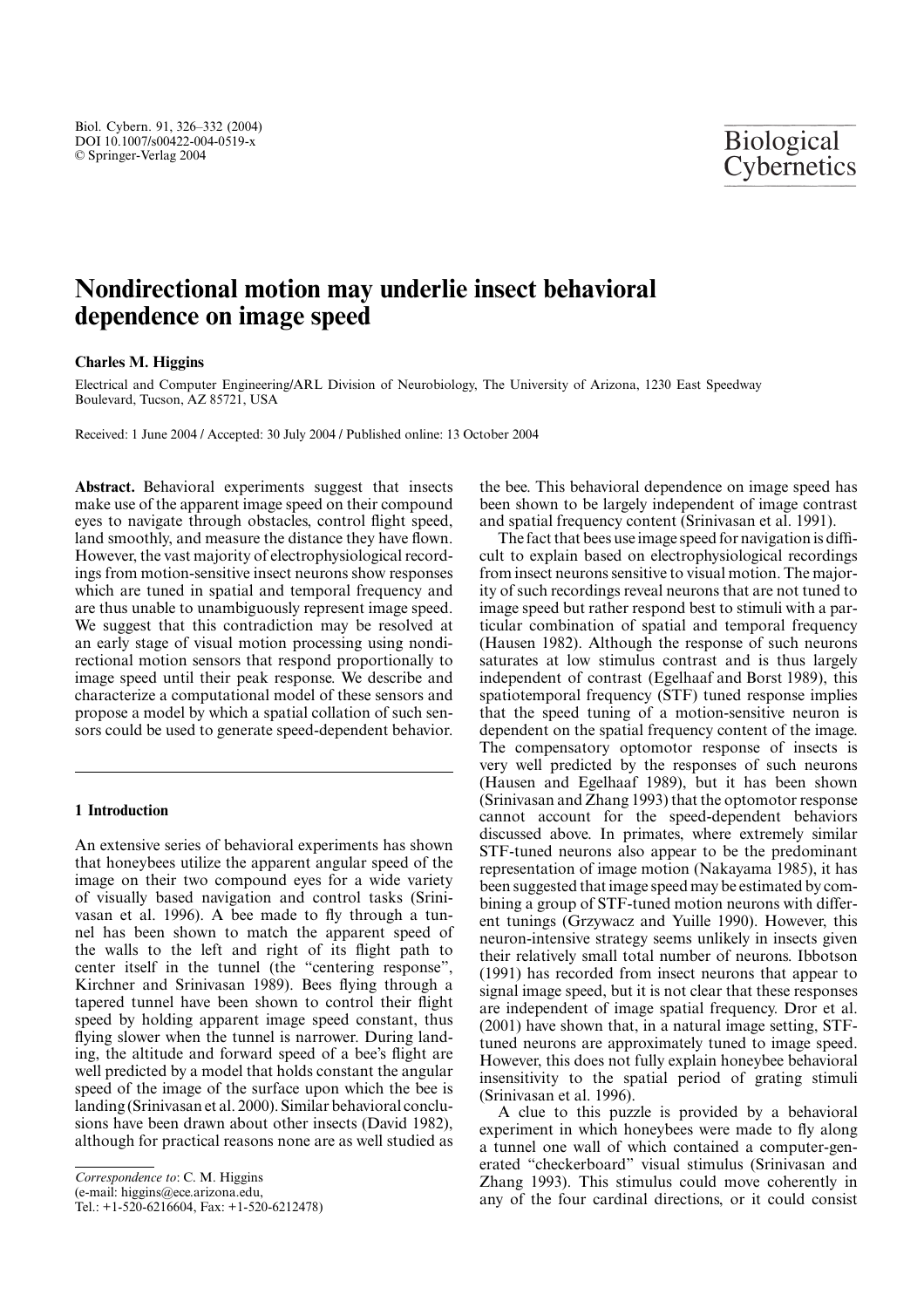# Nondirectional motion may underlie insect behavioral dependence on image speed

**Charles M. Higgins**

Electrical and Computer Engineering/ARL Division of Neurobiology, The University of Arizona, 1230 East Speedway Boulevard, Tucson, AZ 85721, USA

Received: 1 June 2004 / Accepted: 30 July 2004 / Published online: 13 October 2004

**Abstract.** Behavioral experiments suggest that insects make use of the apparent image speed on their compound eyes to navigate through obstacles, control flight speed, land smoothly, and measure the distance they have flown. However, the vast majority of electrophysiological recordings from motion-sensitive insect neurons show responses which are tuned in spatial and temporal frequency and are thus unable to unambiguously represent image speed. We suggest that this contradiction may be resolved at an early stage of visual motion processing using nondirectional motion sensors that respond proportionally to image speed until their peak response. We describe and characterize a computational model of these sensors and propose a model by which a spatial collation of such sensors could be used to generate speed-dependent behavior.

## 1 Introduction

An extensive series of behavioral experiments has shown that honeybees utilize the apparent angular speed of the image on their two compound eyes for a wide variety of visually based navigation and control tasks (Srinivasan et al. 1996). A bee made to fly through a tunnel has been shown to match the apparent speed of the walls to the left and right of its flight path to center itself in the tunnel (the "centering response", Kirchner and Srinivasan 1989). Bees flying through a tapered tunnel have been shown to control their flight speed by holding apparent image speed constant, thus flying slower when the tunnel is narrower. During landing, the altitude and forward speed of a bee's flight are well predicted by a model that holds constant the angular speed of the image of the surface upon which the bee is landing (Srinivasan et al. 2000). Similar behavioral conclusions have been drawn about other insects (David 1982), although for practical reasons none are as well studied as the bee. This behavioral dependence on image speed has been shown to be largely independent of image contrast and spatial frequency content (Srinivasan et al. 1991).

The fact that bees use image speed for navigation is difficult to explain based on electrophysiological recordings from insect neurons sensitive to visual motion. The majority of such recordings reveal neurons that are not tuned to image speed but rather respond best to stimuli with a particular combination of spatial and temporal frequency (Hausen 1982). Although the response of such neurons saturates at low stimulus contrast and is thus largely independent of contrast (Egelhaaf and Borst 1989), this spatiotemporal frequency (STF) tuned response implies that the speed tuning of a motion-sensitive neuron is dependent on the spatial frequency content of the image. The compensatory optomotor response of insects is very well predicted by the responses of such neurons (Hausen and Egelhaaf 1989), but it has been shown (Srinivasan and Zhang 1993) that the optomotor response cannot account for the speed-dependent behaviors discussed above. In primates, where extremely similar STF-tuned neurons also appear to be the predominant representation of image motion (Nakayama 1985), it has been suggested that image speed may be estimated by combining a group of STF-tuned motion neurons with different tunings (Grzywacz and Yuille 1990). However, this neuron-intensive strategy seems unlikely in insects given their relatively small total number of neurons. Ibbotson (1991) has recorded from insect neurons that appear to signal image speed, but it is not clear that these responses are independent of image spatial frequency. Dror et al. (2001) have shown that, in a natural image setting, STF-tuned neurons are approximately tuned to image speed. However, this does not fully explain honeybee behavioral insensitivity to the spatial period of grating stimuli (Srinivasan et al. 1996).

A clue to this puzzle is provided by a behavioral experiment in which honeybees were made to fly along a tunnel one wall of which contained a computer-generated "checkerboard" visual stimulus (Srinivasan and Zhang 1993). This stimulus could move coherently in any of the four cardinal directions, or it could consist

*Correspondence to*: C. M. Higgins
(e-mail: higgins@ece.arizona.edu,
Tel.: +1-520-6216604, Fax: +1-520-6212478)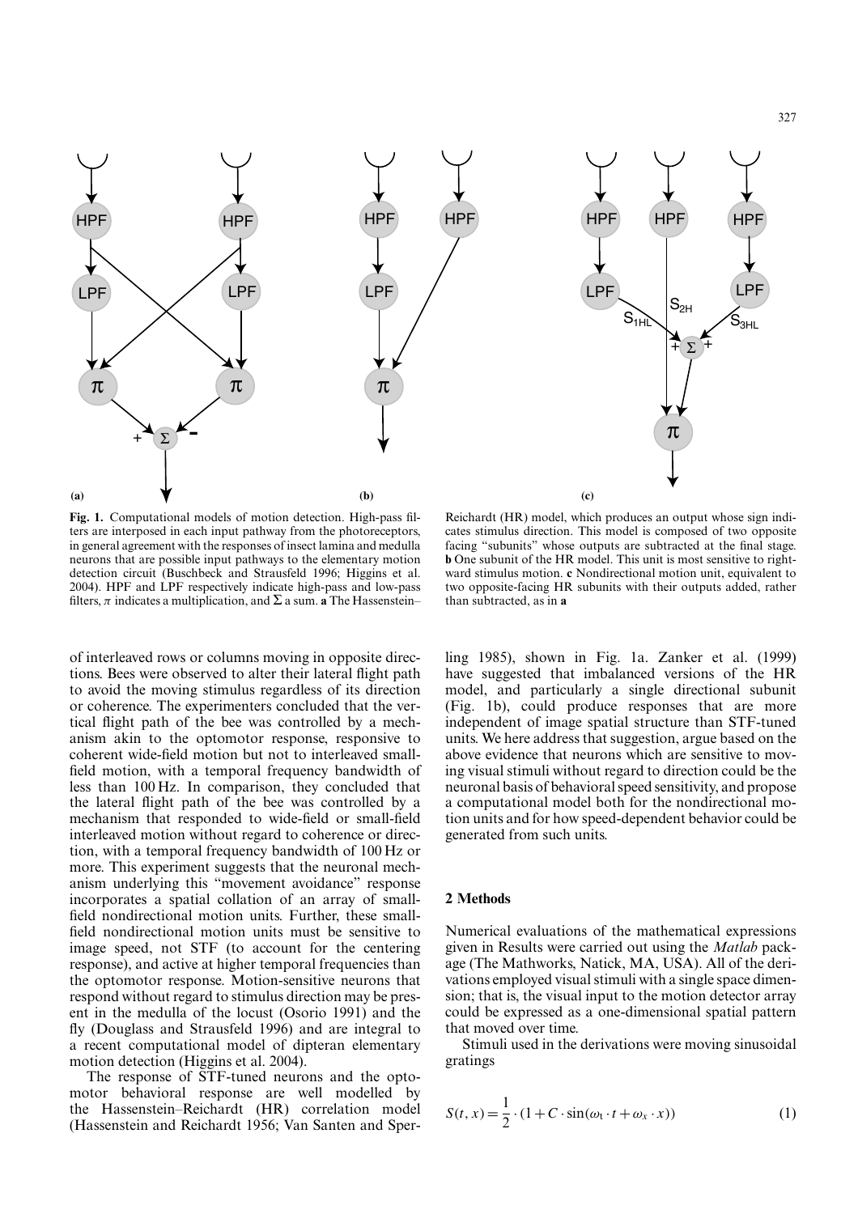**Fig. 1.** Computational models of motion detection. High-pass filters are interposed in each input pathway from the photoreceptors, in general agreement with the responses of insect lamina and medulla neurons that are possible input pathways to the elementary motion detection circuit (Buschbeck and Strausfeld 1996; Higgins et al. 2004). HPF and LPF respectively indicate high-pass and low-pass filters, $\pi$ indicates a multiplication, and $\Sigma$ a sum. **a** The Hassenstein–Reichardt (HR) model, which produces an output whose sign indicates stimulus direction. This model is composed of two opposite facing "subunits" whose outputs are subtracted at the final stage. **b** One subunit of the HR model. This unit is most sensitive to rightward stimulus motion. **c** Nondirectional motion unit, equivalent to two opposite-facing HR subunits with their outputs added, rather than subtracted, as in **a**

of interleaved rows or columns moving in opposite directions. Bees were observed to alter their lateral flight path to avoid the moving stimulus regardless of its direction or coherence. The experimenters concluded that the vertical flight path of the bee was controlled by a mechanism akin to the optomotor response, responsive to coherent wide-field motion but not to interleaved small-field motion, with a temporal frequency bandwidth of less than 100 Hz. In comparison, they concluded that the lateral flight path of the bee was controlled by a mechanism that responded to wide-field or small-field interleaved motion without regard to coherence or direction, with a temporal frequency bandwidth of 100 Hz or more. This experiment suggests that the neuronal mechanism underlying this "movement avoidance" response incorporates a spatial collation of an array of small-field nondirectional motion units. Further, these small-field nondirectional motion units must be sensitive to image speed, not STF (to account for the centering response), and active at higher temporal frequencies than the optomotor response. Motion-sensitive neurons that respond without regard to stimulus direction may be present in the medulla of the locust (Osorio 1991) and the fly (Douglass and Strausfeld 1996) and are integral to a recent computational model of dipteran elementary motion detection (Higgins et al. 2004).

The response of STF-tuned neurons and the optomotor behavioral response are well modelled by the Hassenstein–Reichardt (HR) correlation model (Hassenstein and Reichardt 1956; Van Santen and Sperling 1985), shown in Fig. 1a. Zanker et al. (1999) have suggested that imbalanced versions of the HR model, and particularly a single directional subunit (Fig. 1b), could produce responses that are more independent of image spatial structure than STF-tuned units. We here address that suggestion, argue based on the above evidence that neurons which are sensitive to moving visual stimuli without regard to direction could be the neuronal basis of behavioral speed sensitivity, and propose a computational model both for the nondirectional motion units and for how speed-dependent behavior could be generated from such units.

## 2 Methods

Numerical evaluations of the mathematical expressions given in Results were carried out using the *Matlab* package (The Mathworks, Natick, MA, USA). All of the derivations employed visual stimuli with a single space dimension; that is, the visual input to the motion detector array could be expressed as a one-dimensional spatial pattern that moved over time.

Stimuli used in the derivations were moving sinusoidal gratings

$$S(t, x) = \frac{1}{2} \cdot (1 + C \cdot \sin(\omega_t \cdot t + \omega_x \cdot x)) \tag{1}$$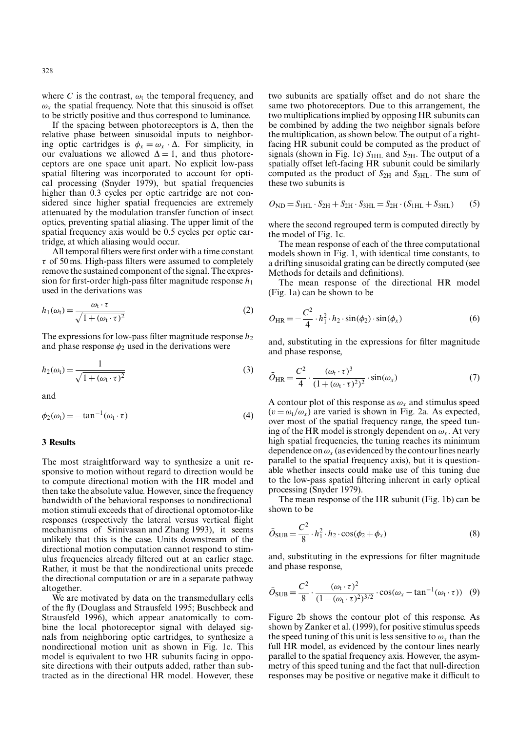where $C$ is the contrast, $\omega_t$ the temporal frequency, and $\omega_x$ the spatial frequency. Note that this sinusoid is offset to be strictly positive and thus correspond to luminance.

If the spacing between photoreceptors is $\Delta$, then the relative phase between sinusoidal inputs to neighboring optic cartridges is $\phi_x = \omega_x \cdot \Delta$. For simplicity, in our evaluations we allowed $\Delta = 1$, and thus photoreceptors are one space unit apart. No explicit low-pass spatial filtering was incorporated to account for optical processing (Snyder 1979), but spatial frequencies higher than 0.3 cycles per optic cartridge are not considered since higher spatial frequencies are extremely attenuated by the modulation transfer function of insect optics, preventing spatial aliasing. The upper limit of the spatial frequency axis would be 0.5 cycles per optic cartridge, at which aliasing would occur.

All temporal filters were first order with a time constant $\tau$ of 50 ms. High-pass filters were assumed to completely remove the sustained component of the signal. The expression for first-order high-pass filter magnitude response $h_1$ used in the derivations was

$$h_1(\omega_t) = \frac{\omega_t \cdot \tau}{\sqrt{1 + (\omega_t \cdot \tau)^2}} \tag{2}$$

The expressions for low-pass filter magnitude response $h_2$ and phase response $\phi_2$ used in the derivations were

$$h_2(\omega_t) = \frac{1}{\sqrt{1 + (\omega_t \cdot \tau)^2}} \tag{3}$$

and

$$\phi_2(\omega_t) = -\tan^{-1}(\omega_t \cdot \tau) \tag{4}$$

## 3 Results

The most straightforward way to synthesize a unit responsive to motion without regard to direction would be to compute directional motion with the HR model and then take the absolute value. However, since the frequency bandwidth of the behavioral responses to nondirectional motion stimuli exceeds that of directional optomotor-like responses (respectively the lateral versus vertical flight mechanisms of Srinivasan and Zhang 1993), it seems unlikely that this is the case. Units downstream of the directional motion computation cannot respond to stimulus frequencies already filtered out at an earlier stage. Rather, it must be that the nondirectional units precede the directional computation or are in a separate pathway altogether.

We are motivated by data on the transmedullary cells of the fly (Douglass and Strausfeld 1995; Buschbeck and Strausfeld 1996), which appear anatomically to combine the local photoreceptor signal with delayed signals from neighboring optic cartridges, to synthesize a nondirectional motion unit as shown in Fig. 1c. This model is equivalent to two HR subunits facing in opposite directions with their outputs added, rather than subtracted as in the directional HR model. However, these two subunits are spatially offset and do not share the same two photoreceptors. Due to this arrangement, the two multiplications implied by opposing HR subunits can be combined by adding the two neighbor signals before the multiplication, as shown below. The output of a right-facing HR subunit could be computed as the product of signals (shown in Fig. 1c) $S_{1HL}$ and $S_{2H}$. The output of a spatially offset left-facing HR subunit could be similarly computed as the product of $S_{2H}$ and $S_{3HL}$. The sum of these two subunits is

$$O_{ND} = S_{1HL} \cdot S_{2H} + S_{2H} \cdot S_{3HL} = S_{2H} \cdot (S_{1HL} + S_{3HL}) \tag{5}$$

where the second regrouped term is computed directly by the model of Fig. 1c.

The mean response of each of the three computational models shown in Fig. 1, with identical time constants, to a drifting sinusoidal grating can be directly computed (see Methods for details and definitions).

The mean response of the directional HR model (Fig. 1a) can be shown to be

$$\bar{O}_{HR} = -\frac{C^2}{4} \cdot h_1^2 \cdot h_2 \cdot \sin(\phi_2) \cdot \sin(\phi_x) \tag{6}$$

and, substituting in the expressions for filter magnitude and phase response,

$$\bar{O}_{HR} = \frac{C^2}{4} \cdot \frac{(\omega_t \cdot \tau)^3}{(1 + (\omega_t \cdot \tau)^2)^2} \cdot \sin(\omega_x) \tag{7}$$

A contour plot of this response as $\omega_x$ and stimulus speed ($v = \omega_t / \omega_x$) are varied is shown in Fig. 2a. As expected, over most of the spatial frequency range, the speed tuning of the HR model is strongly dependent on $\omega_x$. At very high spatial frequencies, the tuning reaches its minimum dependence on $\omega_x$ (as evidenced by the contour lines nearly parallel to the spatial frequency axis), but it is questionable whether insects could make use of this tuning due to the low-pass spatial filtering inherent in early optical processing (Snyder 1979).

The mean response of the HR subunit (Fig. 1b) can be shown to be

$$\bar{O}_{SUB} = \frac{C^2}{8} \cdot h_1^2 \cdot h_2 \cdot \cos(\phi_2 + \phi_x) \tag{8}$$

and, substituting in the expressions for filter magnitude and phase response,

$$\bar{O}_{SUB} = \frac{C^2}{8} \cdot \frac{(\omega_t \cdot \tau)^2}{(1 + (\omega_t \cdot \tau)^2)^{3/2}} \cdot \cos(\omega_x - \tan^{-1}(\omega_t \cdot \tau)) \tag{9}$$

Figure 2b shows the contour plot of this response. As shown by Zanker et al. (1999), for positive stimulus speeds the speed tuning of this unit is less sensitive to $\omega_x$ than the full HR model, as evidenced by the contour lines nearly parallel to the spatial frequency axis. However, the asymmetry of this speed tuning and the fact that null-direction responses may be positive or negative make it difficult to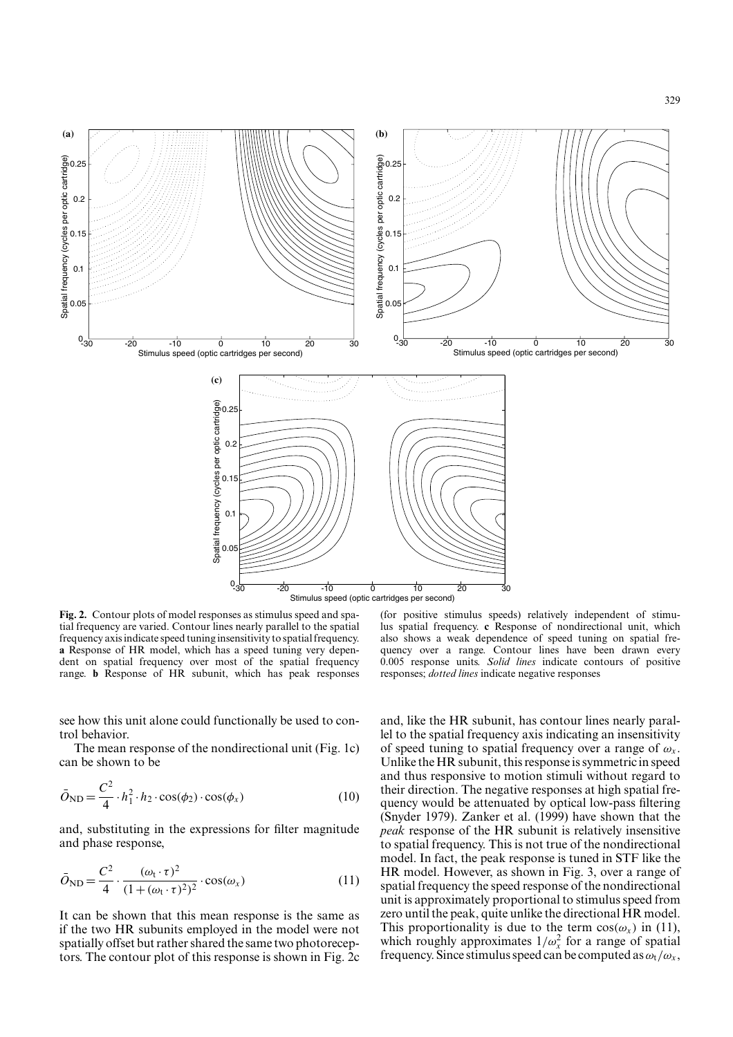**Fig. 2.** Contour plots of model responses as stimulus speed and spatial frequency are varied. Contour lines nearly parallel to the spatial frequency axis indicate speed tuning insensitivity to spatial frequency. **a** Response of HR model, which has a speed tuning very dependent on spatial frequency over most of the spatial frequency range. **b** Response of HR subunit, which has peak responses (for positive stimulus speeds) relatively independent of stimulus spatial frequency. **c** Response of nondirectional unit, which also shows a weak dependence of speed tuning on spatial frequency over a range. Contour lines have been drawn every 0.005 response units. *Solid lines* indicate contours of positive responses; *dotted lines* indicate negative responses

see how this unit alone could functionally be used to control behavior.

The mean response of the nondirectional unit (Fig. 1c) can be shown to be

$$\bar{O}_{\mathrm{ND}} = \frac{C^2}{4} \cdot h_1^2 \cdot h_2 \cdot \cos(\phi_2) \cdot \cos(\phi_x) \tag{10}$$

and, substituting in the expressions for filter magnitude and phase response,

$$\bar{O}_{\mathrm{ND}} = \frac{C^2}{4} \cdot \frac{(\omega_t \cdot \tau)^2}{(1 + (\omega_t \cdot \tau)^2)^2} \cdot \cos(\omega_x) \tag{11}$$

It can be shown that this mean response is the same as if the two HR subunits employed in the model were not spatially offset but rather shared the same two photoreceptors. The contour plot of this response is shown in Fig. 2c and, like the HR subunit, has contour lines nearly parallel to the spatial frequency axis indicating an insensitivity of speed tuning to spatial frequency over a range of $\omega_x$. Unlike the HR subunit, this response is symmetric in speed and thus responsive to motion stimuli without regard to their direction. The negative responses at high spatial frequency would be attenuated by optical low-pass filtering (Snyder 1979). Zanker et al. (1999) have shown that the *peak* response of the HR subunit is relatively insensitive to spatial frequency. This is not true of the nondirectional model. In fact, the peak response is tuned in STF like the HR model. However, as shown in Fig. 3, over a range of spatial frequency the speed response of the nondirectional unit is approximately proportional to stimulus speed from zero until the peak, quite unlike the directional HR model. This proportionality is due to the term $\cos(\omega_x)$ in (11), which roughly approximates $1/\omega_x^2$ for a range of spatial frequency. Since stimulus speed can be computed as $\omega_t/\omega_x$,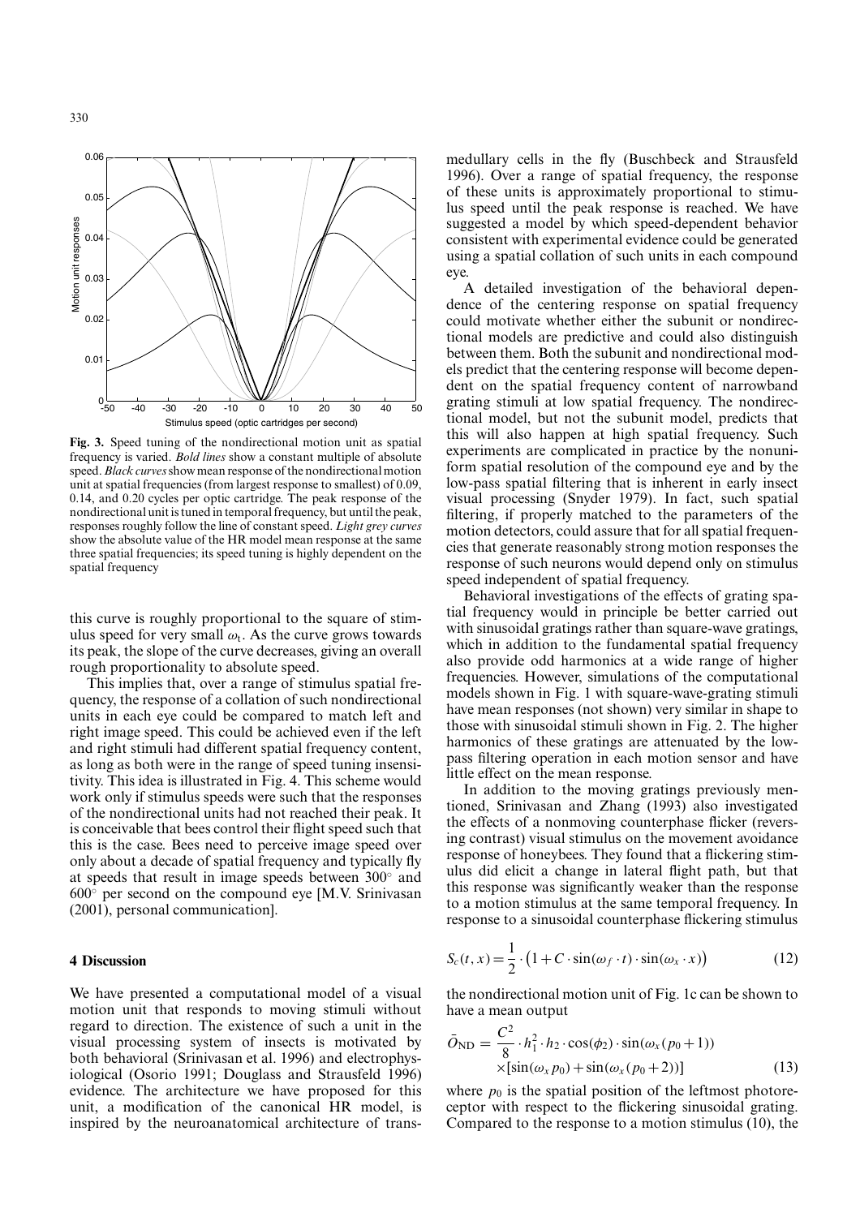**Fig. 3.** Speed tuning of the nondirectional motion unit as spatial frequency is varied. *Bold lines* show a constant multiple of absolute speed. *Black curves* show mean response of the nondirectional motion unit at spatial frequencies (from largest response to smallest) of 0.09, 0.14, and 0.20 cycles per optic cartridge. The peak response of the nondirectional unit is tuned in temporal frequency, but until the peak, responses roughly follow the line of constant speed. *Light grey curves* show the absolute value of the HR model mean response at the same three spatial frequencies; its speed tuning is highly dependent on the spatial frequency

this curve is roughly proportional to the square of stimulus speed for very small $\omega_t$. As the curve grows towards its peak, the slope of the curve decreases, giving an overall rough proportionality to absolute speed.

This implies that, over a range of stimulus spatial frequency, the response of a collation of such nondirectional units in each eye could be compared to match left and right image speed. This could be achieved even if the left and right stimuli had different spatial frequency content, as long as both were in the range of speed tuning insensitivity. This idea is illustrated in Fig. 4. This scheme would work only if stimulus speeds were such that the responses of the nondirectional units had not reached their peak. It is conceivable that bees control their flight speed such that this is the case. Bees need to perceive image speed over only about a decade of spatial frequency and typically fly at speeds that result in image speeds between 300° and 600° per second on the compound eye [M.V. Srinivasan (2001), personal communication].

## 4 Discussion

We have presented a computational model of a visual motion unit that responds to moving stimuli without regard to direction. The existence of such a unit in the visual processing system of insects is motivated by both behavioral (Srinivasan et al. 1996) and electrophysiological (Osorio 1991; Douglass and Strausfeld 1996) evidence. The architecture we have proposed for this unit, a modification of the canonical HR model, is inspired by the neuroanatomical architecture of transmedullary cells in the fly (Buschbeck and Strausfeld 1996). Over a range of spatial frequency, the response of these units is approximately proportional to stimulus speed until the peak response is reached. We have suggested a model by which speed-dependent behavior consistent with experimental evidence could be generated using a spatial collation of such units in each compound eye.

A detailed investigation of the behavioral dependence of the centering response on spatial frequency could motivate whether either the subunit or nondirectional models are predictive and could also distinguish between them. Both the subunit and nondirectional models predict that the centering response will become dependent on the spatial frequency content of narrowband grating stimuli at low spatial frequency. The nondirectional model, but not the subunit model, predicts that this will also happen at high spatial frequency. Such experiments are complicated in practice by the nonuniform spatial resolution of the compound eye and by the low-pass spatial filtering that is inherent in early insect visual processing (Snyder 1979). In fact, such spatial filtering, if properly matched to the parameters of the motion detectors, could assure that for all spatial frequencies that generate reasonably strong motion responses the response of such neurons would depend only on stimulus speed independent of spatial frequency.

Behavioral investigations of the effects of grating spatial frequency would in principle be better carried out with sinusoidal gratings rather than square-wave gratings, which in addition to the fundamental spatial frequency also provide odd harmonics at a wide range of higher frequencies. However, simulations of the computational models shown in Fig. 1 with square-wave-grating stimuli have mean responses (not shown) very similar in shape to those with sinusoidal stimuli shown in Fig. 2. The higher harmonics of these gratings are attenuated by the low-pass filtering operation in each motion sensor and have little effect on the mean response.

In addition to the moving gratings previously mentioned, Srinivasan and Zhang (1993) also investigated the effects of a nonmoving counterphase flicker (reversing contrast) visual stimulus on the movement avoidance response of honeybees. They found that a flickering stimulus did elicit a change in lateral flight path, but that this response was significantly weaker than the response to a motion stimulus at the same temporal frequency. In response to a sinusoidal counterphase flickering stimulus

$$S_c(t,x) = \frac{1}{2} \cdot \left(1 + C \cdot \sin(\omega_f \cdot t) \cdot \sin(\omega_x \cdot x)\right) \tag{12}$$

the nondirectional motion unit of Fig. 1c can be shown to have a mean output

$$\begin{aligned}\bar{O}_{\mathrm{ND}} = {} & \frac{C^2}{8} \cdot h_1^2 \cdot h_2 \cdot \cos(\phi_2) \cdot \sin(\omega_x(p_0+1)) \\ & \times [\sin(\omega_x p_0) + \sin(\omega_x(p_0+2))]\end{aligned} \tag{13}$$

where $p_0$ is the spatial position of the leftmost photoreceptor with respect to the flickering sinusoidal grating. Compared to the response to a motion stimulus (10), the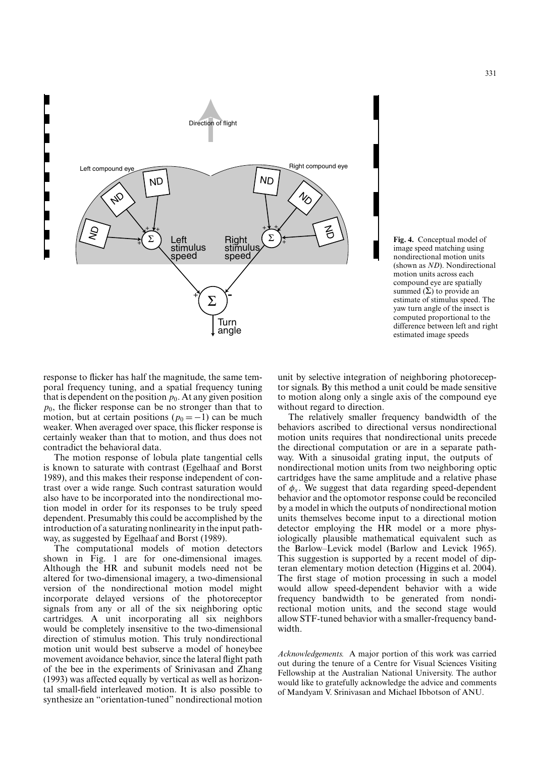Fig. 4. Conceptual model of image speed matching using nondirectional motion units (shown as *ND*). Nondirectional motion units across each compound eye are spatially summed ($\Sigma$) to provide an estimate of stimulus speed. The yaw turn angle of the insect is computed proportional to the difference between left and right estimated image speeds

response to flicker has half the magnitude, the same temporal frequency tuning, and a spatial frequency tuning that is dependent on the position $p_0$. At any given position $p_0$, the flicker response can be no stronger than that to motion, but at certain positions ($p_0 = -1$) can be much weaker. When averaged over space, this flicker response is certainly weaker than that to motion, and thus does not contradict the behavioral data.

The motion response of lobula plate tangential cells is known to saturate with contrast (Egelhaaf and Borst 1989), and this makes their response independent of contrast over a wide range. Such contrast saturation would also have to be incorporated into the nondirectional motion model in order for its responses to be truly speed dependent. Presumably this could be accomplished by the introduction of a saturating nonlinearity in the input pathway, as suggested by Egelhaaf and Borst (1989).

The computational models of motion detectors shown in Fig. 1 are for one-dimensional images. Although the HR and subunit models need not be altered for two-dimensional imagery, a two-dimensional version of the nondirectional motion model might incorporate delayed versions of the photoreceptor signals from any or all of the six neighboring optic cartridges. A unit incorporating all six neighbors would be completely insensitive to the two-dimensional direction of stimulus motion. This truly nondirectional motion unit would best subserve a model of honeybee movement avoidance behavior, since the lateral flight path of the bee in the experiments of Srinivasan and Zhang (1993) was affected equally by vertical as well as horizontal small-field interleaved motion. It is also possible to synthesize an "orientation-tuned" nondirectional motion unit by selective integration of neighboring photoreceptor signals. By this method a unit could be made sensitive to motion along only a single axis of the compound eye without regard to direction.

The relatively smaller frequency bandwidth of the behaviors ascribed to directional versus nondirectional motion units requires that nondirectional units precede the directional computation or are in a separate pathway. With a sinusoidal grating input, the outputs of nondirectional motion units from two neighboring optic cartridges have the same amplitude and a relative phase of $\phi_x$. We suggest that data regarding speed-dependent behavior and the optomotor response could be reconciled by a model in which the outputs of nondirectional motion units themselves become input to a directional motion detector employing the HR model or a more physiologically plausible mathematical equivalent such as the Barlow–Levick model (Barlow and Levick 1965). This suggestion is supported by a recent model of dipteran elementary motion detection (Higgins et al. 2004). The first stage of motion processing in such a model would allow speed-dependent behavior with a wide frequency bandwidth to be generated from nondirectional motion units, and the second stage would allow STF-tuned behavior with a smaller-frequency bandwidth.

*Acknowledgements.* A major portion of this work was carried out during the tenure of a Centre for Visual Sciences Visiting Fellowship at the Australian National University. The author would like to gratefully acknowledge the advice and comments of Mandyam V. Srinivasan and Michael Ibbotson of ANU.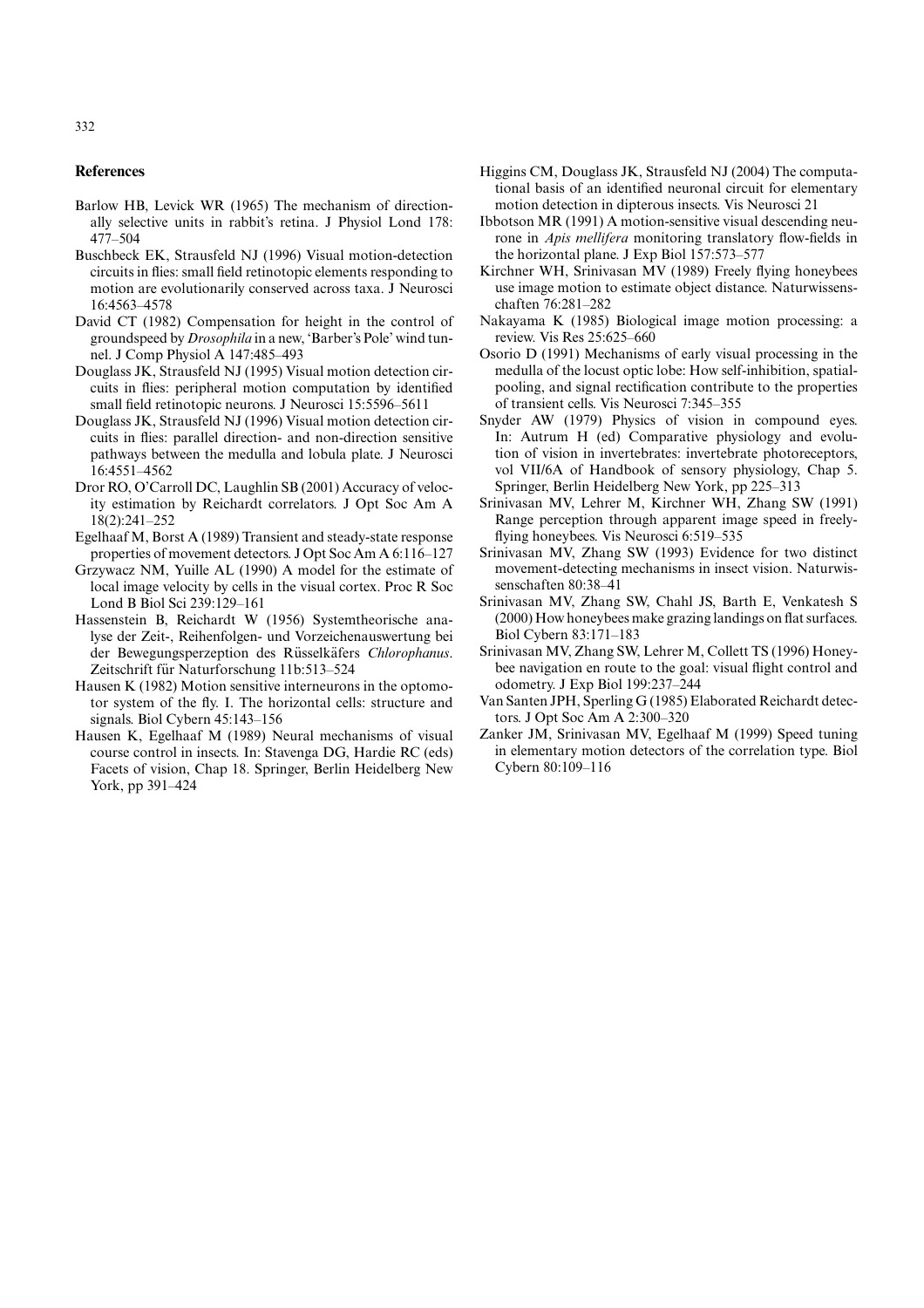## References

Barlow HB, Levick WR (1965) The mechanism of directionally selective units in rabbit's retina. J Physiol Lond 178: 477–504

Buschbeck EK, Strausfeld NJ (1996) Visual motion-detection circuits in flies: small field retinotopic elements responding to motion are evolutionarily conserved across taxa. J Neurosci 16:4563–4578

David CT (1982) Compensation for height in the control of groundspeed by *Drosophila* in a new, 'Barber's Pole' wind tunnel. J Comp Physiol A 147:485–493

Douglass JK, Strausfeld NJ (1995) Visual motion detection circuits in flies: peripheral motion computation by identified small field retinotopic neurons. J Neurosci 15:5596–5611

Douglass JK, Strausfeld NJ (1996) Visual motion detection circuits in flies: parallel direction- and non-direction sensitive pathways between the medulla and lobula plate. J Neurosci 16:4551–4562

Dror RO, O'Carroll DC, Laughlin SB (2001) Accuracy of velocity estimation by Reichardt correlators. J Opt Soc Am A 18(2):241–252

Egelhaaf M, Borst A (1989) Transient and steady-state response properties of movement detectors. J Opt Soc Am A 6:116–127

Grzywacz NM, Yuille AL (1990) A model for the estimate of local image velocity by cells in the visual cortex. Proc R Soc Lond B Biol Sci 239:129–161

Hassenstein B, Reichardt W (1956) Systemtheorische analyse der Zeit-, Reihenfolgen- und Vorzeichenauswertung bei der Bewegungsperzeption des Rüsselkäfers *Chlorophanus*. Zeitschrift für Naturforschung 11b:513–524

Hausen K (1982) Motion sensitive interneurons in the optomotor system of the fly. I. The horizontal cells: structure and signals. Biol Cybern 45:143–156

Hausen K, Egelhaaf M (1989) Neural mechanisms of visual course control in insects. In: Stavenga DG, Hardie RC (eds) Facets of vision, Chap 18. Springer, Berlin Heidelberg New York, pp 391–424

Higgins CM, Douglass JK, Strausfeld NJ (2004) The computational basis of an identified neuronal circuit for elementary motion detection in dipterous insects. Vis Neurosci 21

Ibbotson MR (1991) A motion-sensitive visual descending neurone in *Apis mellifera* monitoring translatory flow-fields in the horizontal plane. J Exp Biol 157:573–577

Kirchner WH, Srinivasan MV (1989) Freely flying honeybees use image motion to estimate object distance. Naturwissenschaften 76:281–282

Nakayama K (1985) Biological image motion processing: a review. Vis Res 25:625–660

Osorio D (1991) Mechanisms of early visual processing in the medulla of the locust optic lobe: How self-inhibition, spatial-pooling, and signal rectification contribute to the properties of transient cells. Vis Neurosci 7:345–355

Snyder AW (1979) Physics of vision in compound eyes. In: Autrum H (ed) Comparative physiology and evolution of vision in invertebrates: invertebrate photoreceptors, vol VII/6A of Handbook of sensory physiology, Chap 5. Springer, Berlin Heidelberg New York, pp 225–313

Srinivasan MV, Lehrer M, Kirchner WH, Zhang SW (1991) Range perception through apparent image speed in freely-flying honeybees. Vis Neurosci 6:519–535

Srinivasan MV, Zhang SW (1993) Evidence for two distinct movement-detecting mechanisms in insect vision. Naturwissenschaften 80:38–41

Srinivasan MV, Zhang SW, Chahl JS, Barth E, Venkatesh S (2000) How honeybees make grazing landings on flat surfaces. Biol Cybern 83:171–183

Srinivasan MV, Zhang SW, Lehrer M, Collett TS (1996) Honeybee navigation en route to the goal: visual flight control and odometry. J Exp Biol 199:237–244

Van Santen JPH, Sperling G (1985) Elaborated Reichardt detectors. J Opt Soc Am A 2:300–320

Zanker JM, Srinivasan MV, Egelhaaf M (1999) Speed tuning in elementary motion detectors of the correlation type. Biol Cybern 80:109–116